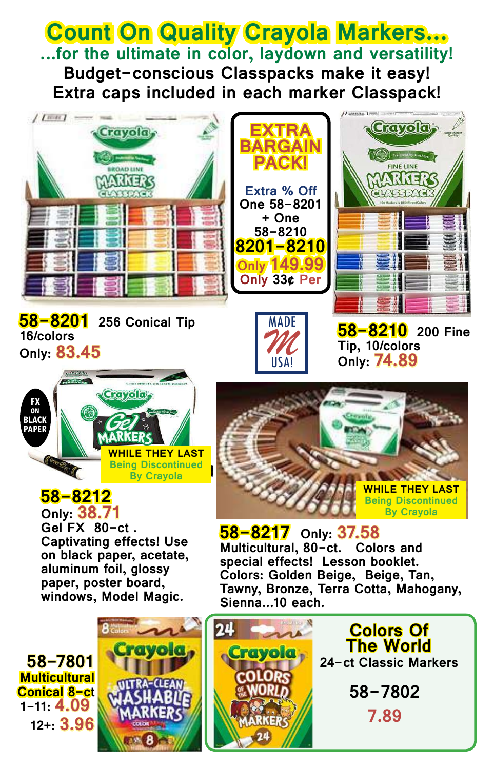# Count On Quality Crayola Markers...

## ...for the ultimate in color, laydown and versatility!

**Budget-conscious Classpacks make it easy!**
**Extra caps included in each marker Classpack!**

**EXTRA BARGAIN PACK!**

Extra % Off
One 58-8201
+ One
58-8210
**8201-8210**
Only **149.99**
Only 33¢ Per

**58-8201** 256 Conical Tip
16/colors
Only: **83.45**

MADE USA!

**58-8210** 200 Fine Tip, 10/colors
Only: **74.89**

FX ON BLACK PAPER

WHILE THEY LAST
Being Discontinued
By Crayola

**58-8212**
Only: **38.71**
Gel FX 80-ct .
Captivating effects! Use on black paper, acetate, aluminum foil, glossy paper, poster board, windows, Model Magic.

WHILE THEY LAST
Being Discontinued
By Crayola

**58-8217** Only: **37.58**
Multicultural, 80-ct. Colors and special effects! Lesson booklet. Colors: Golden Beige, Beige, Tan, Tawny, Bronze, Terra Cotta, Mahogany, Sienna...10 each.

**58-7801**
Multicultural Conical 8-ct
1-11: **4.09**
12+: **3.96**

**Colors Of The World**
24-ct Classic Markers

**58-7802**
**7.89**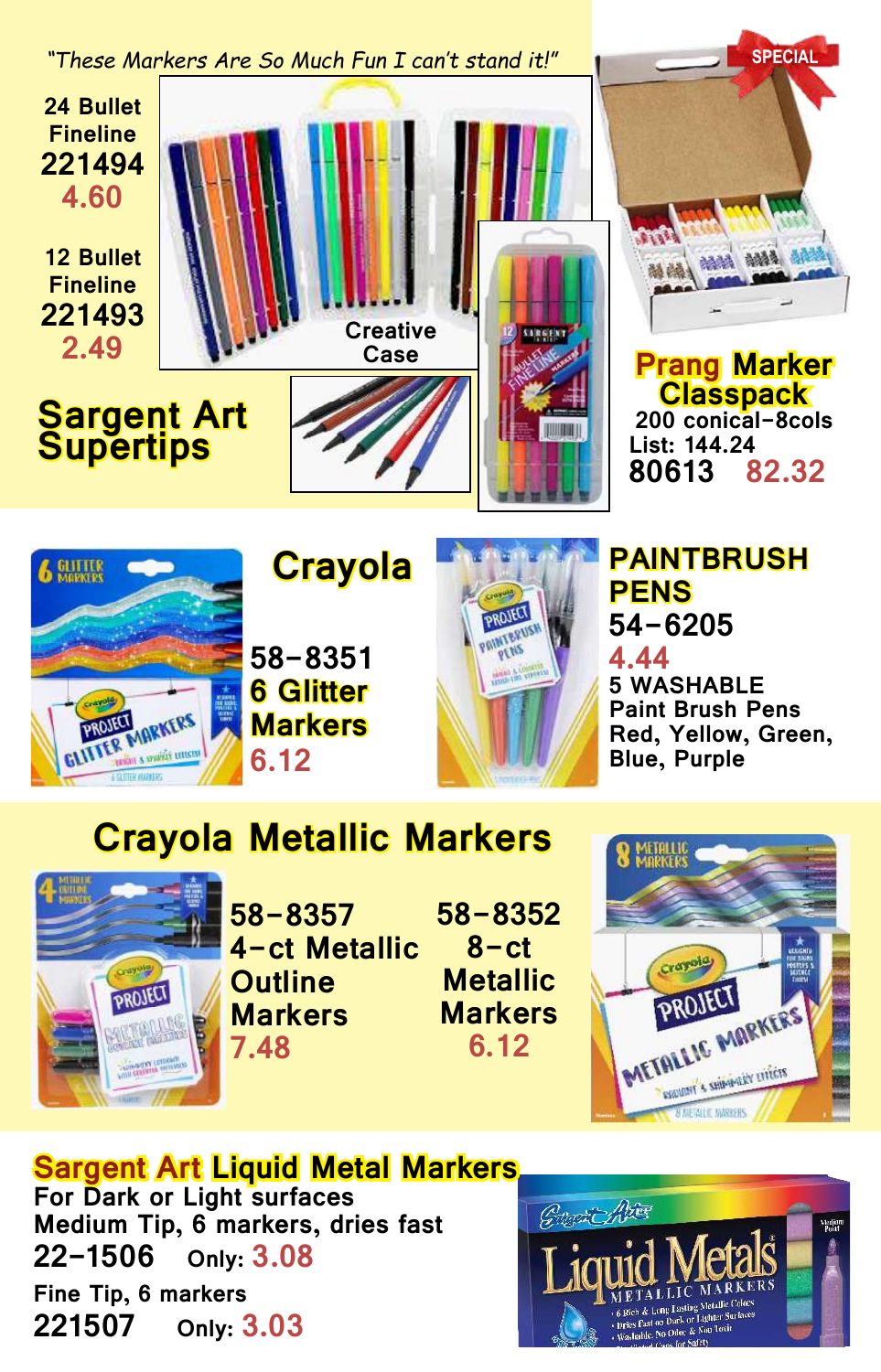*"These Markers Are So Much Fun I can't stand it!"*

## Sargent Art Supertips

24 Bullet Fineline
**221494**
4.60

12 Bullet Fineline
**221493**
2.49

Creative Case

SPECIAL

## Prang Marker Classpack

200 conical–8cols
List: 144.24
**80613** 82.32

## Crayola

58–8351
**6 Glitter Markers**
6.12

## PAINTBRUSH PENS

54–6205
4.44
5 WASHABLE Paint Brush Pens
Red, Yellow, Green, Blue, Purple

## Crayola Metallic Markers

58–8357
4–ct Metallic Outline Markers
7.48

58–8352
8–ct Metallic Markers
6.12

## Sargent Art Liquid Metal Markers

For Dark or Light surfaces
Medium Tip, 6 markers, dries fast
**22–1506** Only: 3.08

Fine Tip, 6 markers
**221507** Only: 3.03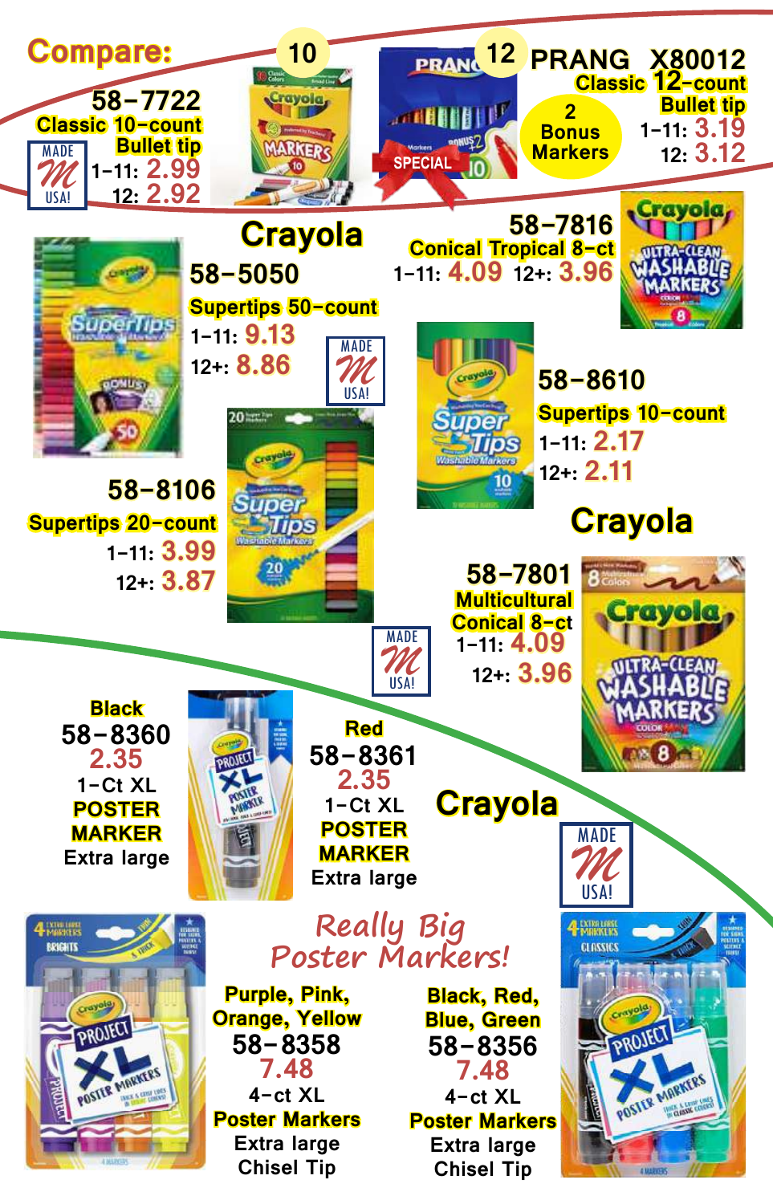## Compare:

**58-7722**
Classic 10-count
Bullet tip
1-11: 2.99
12: 2.92

MADE USA!

10

**PRANG X80012**
Classic 12-count
Bullet tip
1-11: 3.19
12: 3.12

12

2 Bonus Markers

SPECIAL

## Crayola

**58-5050**
Supertips 50-count
1-11: 9.13
12+: 8.86

MADE USA!

**58-7816**
Conical Tropical 8-ct
1-11: 4.09 12+: 3.96

**58-8610**
Supertips 10-count
1-11: 2.17
12+: 2.11

**58-8106**
Supertips 20-count
1-11: 3.99
12+: 3.87

## Crayola

**58-7801**
Multicultural
Conical 8-ct
1-11: 4.09
12+: 3.96

MADE USA!

**Black**
**58-8360**
2.35
1-Ct XL
POSTER
MARKER
Extra large

**Red**
**58-8361**
2.35
1-Ct XL
POSTER
MARKER
Extra large

## Crayola

MADE USA!

*Really Big Poster Markers!*

Purple, Pink, Orange, Yellow
**58-8358**
7.48
4-ct XL
Poster Markers
Extra large
Chisel Tip

Black, Red, Blue, Green
**58-8356**
7.48
4-ct XL
Poster Markers
Extra large
Chisel Tip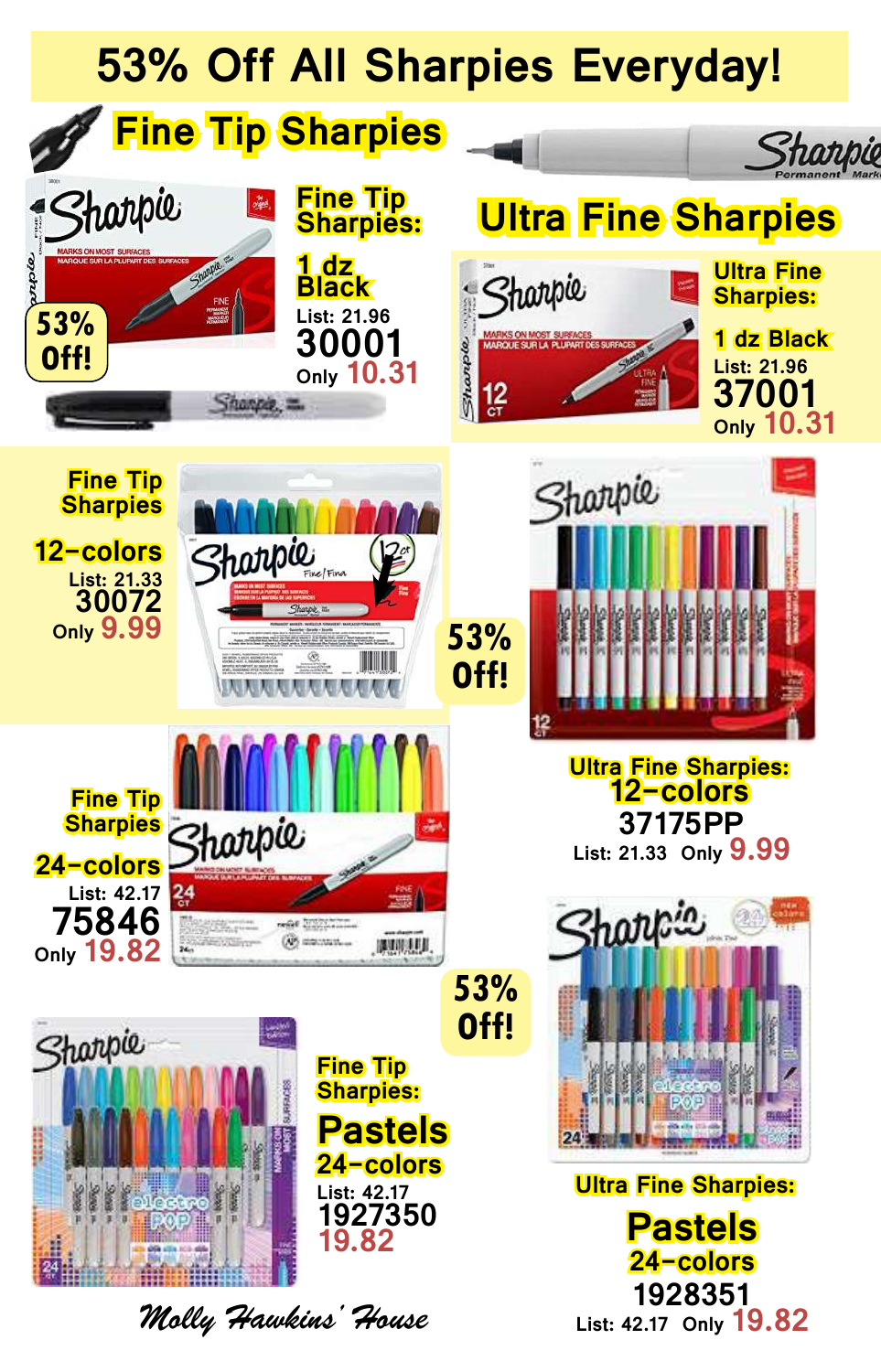# 53% Off All Sharpies Everyday!

## Fine Tip Sharpies

53% Off!

**Fine Tip Sharpies:**

1 dz Black

List: 21.96

**30001**

Only 10.31

## Ultra Fine Sharpies

**Ultra Fine Sharpies:**

1 dz Black

List: 21.96

**37001**

Only 10.31

**Fine Tip Sharpies**

12-colors

List: 21.33

**30072**

Only 9.99

53% Off!

**Ultra Fine Sharpies:**

12-colors

**37175PP**

List: 21.33 Only 9.99

**Fine Tip Sharpies**

24-colors

List: 42.17

**75846**

Only 19.82

53% Off!

**Fine Tip Sharpies:**

**Pastels**

24-colors

List: 42.17

**1927350**

19.82

**Ultra Fine Sharpies:**

**Pastels**

24-colors

**1928351**

List: 42.17 Only 19.82

*Molly Hawkins' House*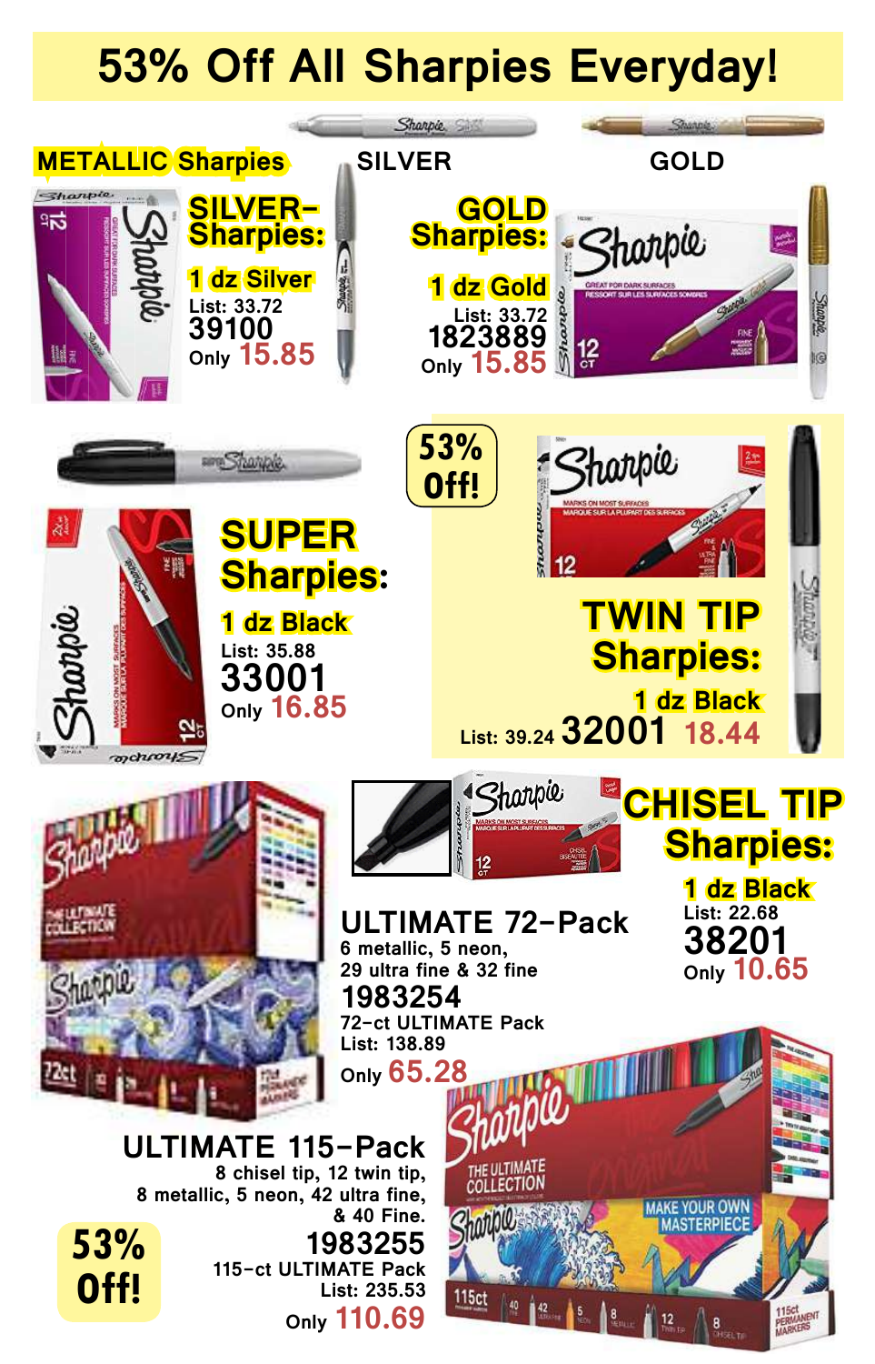# 53% Off All Sharpies Everyday!

## METALLIC Sharpies

SILVER

GOLD

### SILVER-Sharpies:

**1 dz Silver**

List: 33.72

**39100**

Only **15.85**

### GOLD Sharpies:

**1 dz Gold**

List: 33.72

**1823889**

Only **15.85**

### SUPER Sharpies:

**1 dz Black**

List: 35.88

**33001**

Only **16.85**

**53% Off!**

### TWIN TIP Sharpies:

**1 dz Black**

List: 39.24 **32001** **18.44**

### CHISEL TIP Sharpies:

**1 dz Black**

List: 22.68

**38201**

Only **10.65**

### ULTIMATE 72-Pack

6 metallic, 5 neon, 29 ultra fine & 32 fine

**1983254**

72-ct ULTIMATE Pack

List: 138.89

Only **65.28**

### ULTIMATE 115-Pack

8 chisel tip, 12 twin tip, 8 metallic, 5 neon, 42 ultra fine, & 40 Fine.

**1983255**

115-ct ULTIMATE Pack

List: 235.53

Only **110.69**

**53% Off!**